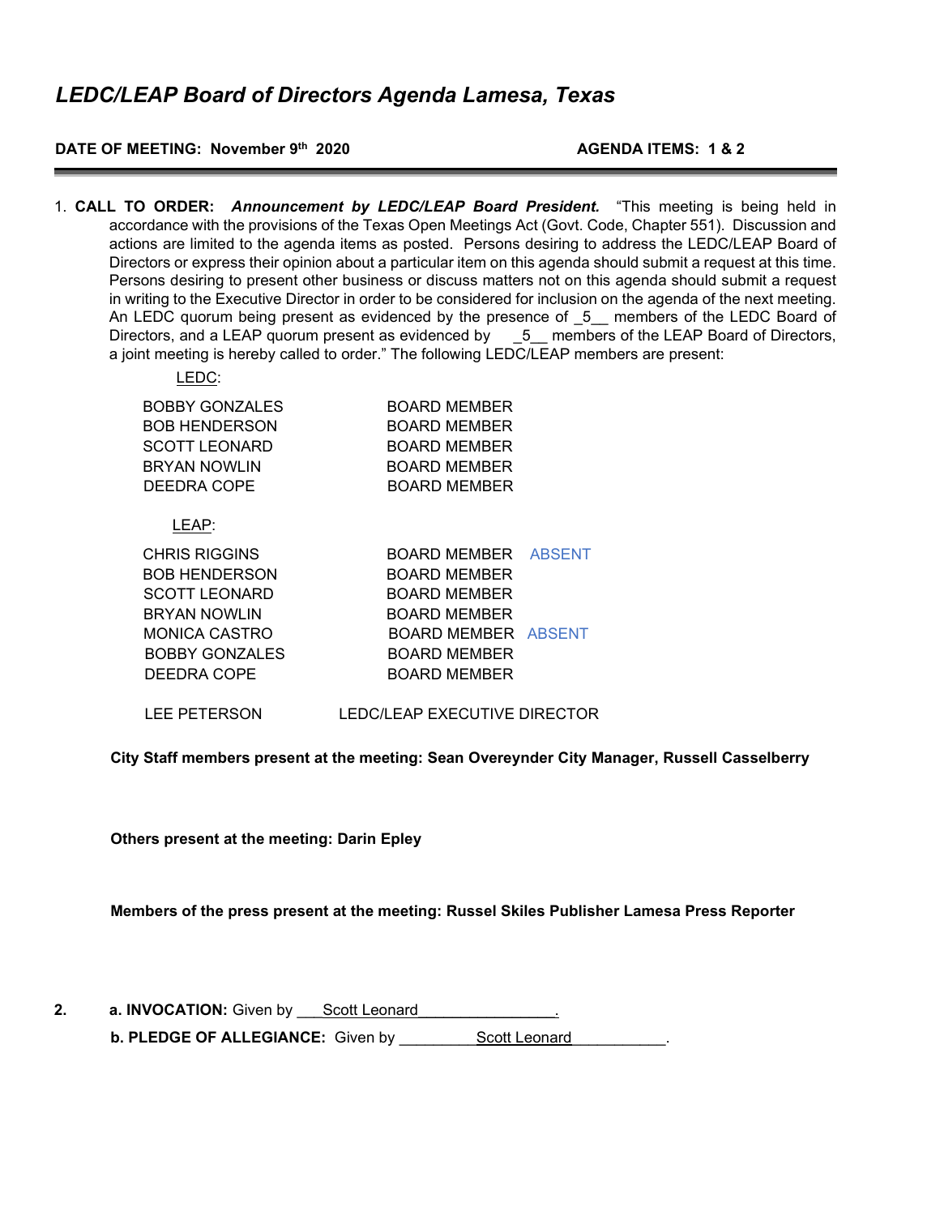# *LEDC/LEAP Board of Directors Agenda Lamesa, Texas*

**DATE OF MEETING: November 9th 2020** **AGENDA ITEMS: 1 & 2**

---

1. **CALL TO ORDER:** ***Announcement by LEDC/LEAP Board President.*** "This meeting is being held in accordance with the provisions of the Texas Open Meetings Act (Govt. Code, Chapter 551). Discussion and actions are limited to the agenda items as posted. Persons desiring to address the LEDC/LEAP Board of Directors or express their opinion about a particular item on this agenda should submit a request at this time. Persons desiring to present other business or discuss matters not on this agenda should submit a request in writing to the Executive Director in order to be considered for inclusion on the agenda of the next meeting. An LEDC quorum being present as evidenced by the presence of _5__ members of the LEDC Board of Directors, and a LEAP quorum present as evidenced by _5__ members of the LEAP Board of Directors, a joint meeting is hereby called to order." The following LEDC/LEAP members are present:

LEDC:

| | |
|---|---|
| BOBBY GONZALES | BOARD MEMBER |
| BOB HENDERSON | BOARD MEMBER |
| SCOTT LEONARD | BOARD MEMBER |
| BRYAN NOWLIN | BOARD MEMBER |
| DEEDRA COPE | BOARD MEMBER |

LEAP:

| | | |
|---|---|---|
| CHRIS RIGGINS | BOARD MEMBER | ABSENT |
| BOB HENDERSON | BOARD MEMBER | |
| SCOTT LEONARD | BOARD MEMBER | |
| BRYAN NOWLIN | BOARD MEMBER | |
| MONICA CASTRO | BOARD MEMBER | ABSENT |
| BOBBY GONZALES | BOARD MEMBER | |
| DEEDRA COPE | BOARD MEMBER | |

LEE PETERSON LEDC/LEAP EXECUTIVE DIRECTOR

**City Staff members present at the meeting: Sean Overeynder City Manager, Russell Casselberry**

**Others present at the meeting: Darin Epley**

**Members of the press present at the meeting: Russel Skiles Publisher Lamesa Press Reporter**

2. **a. INVOCATION:** Given by ___Scott Leonard________________.

   **b. PLEDGE OF ALLEGIANCE:** Given by _________Scott Leonard___________.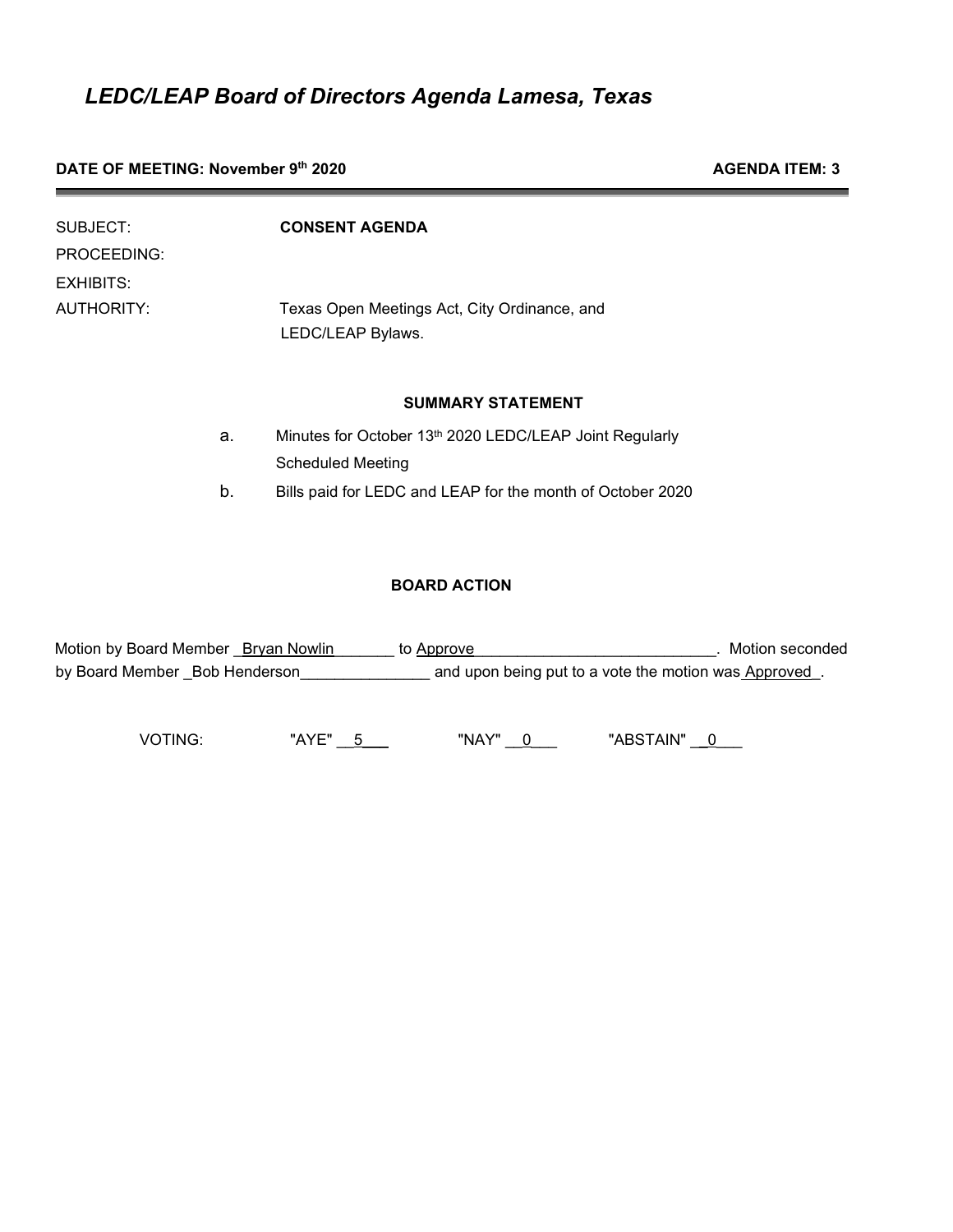# *LEDC/LEAP Board of Directors Agenda Lamesa, Texas*

**DATE OF MEETING: November 9th 2020** **AGENDA ITEM: 3**

---

SUBJECT: **CONSENT AGENDA**

PROCEEDING:

EXHIBITS:

AUTHORITY: Texas Open Meetings Act, City Ordinance, and LEDC/LEAP Bylaws.

**SUMMARY STATEMENT**

a. Minutes for October 13th 2020 LEDC/LEAP Joint Regularly Scheduled Meeting

b. Bills paid for LEDC and LEAP for the month of October 2020

**BOARD ACTION**

Motion by Board Member _Bryan Nowlin_______ to Approve_____________________________. Motion seconded by Board Member _Bob Henderson_______________ and upon being put to a vote the motion was Approved_.

VOTING: "AYE" __5___ "NAY" __0___ "ABSTAIN" __0___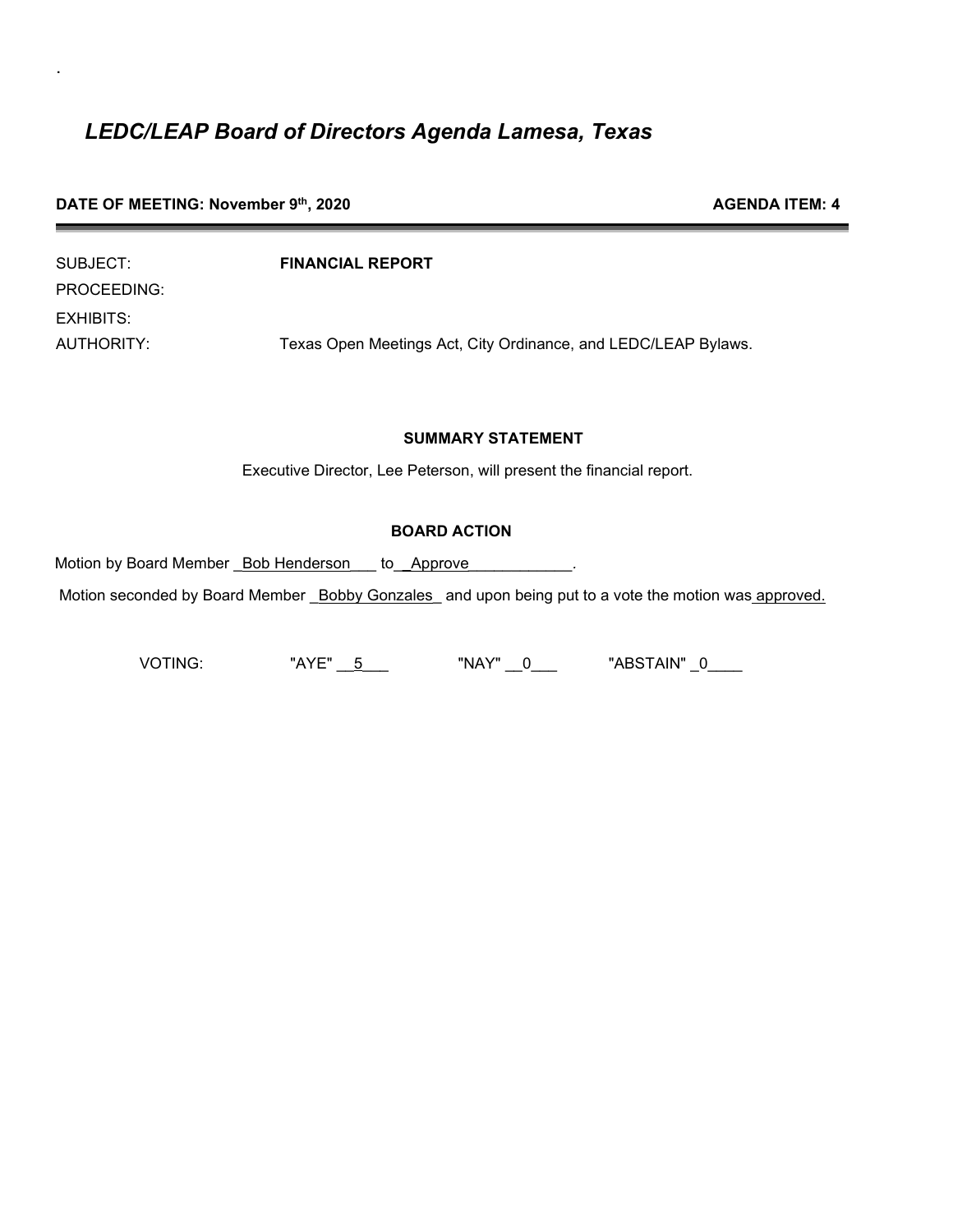.

# *LEDC/LEAP Board of Directors Agenda Lamesa, Texas*

**DATE OF MEETING: November 9th, 2020** **AGENDA ITEM: 4**

SUBJECT: **FINANCIAL REPORT**

PROCEEDING:

EXHIBITS:

AUTHORITY: Texas Open Meetings Act, City Ordinance, and LEDC/LEAP Bylaws.

**SUMMARY STATEMENT**

Executive Director, Lee Peterson, will present the financial report.

**BOARD ACTION**

Motion by Board Member _Bob Henderson___ to__Approve____________.

Motion seconded by Board Member _Bobby Gonzales_ and upon being put to a vote the motion was approved.

VOTING: "AYE" __5___ "NAY" __0___ "ABSTAIN" _0____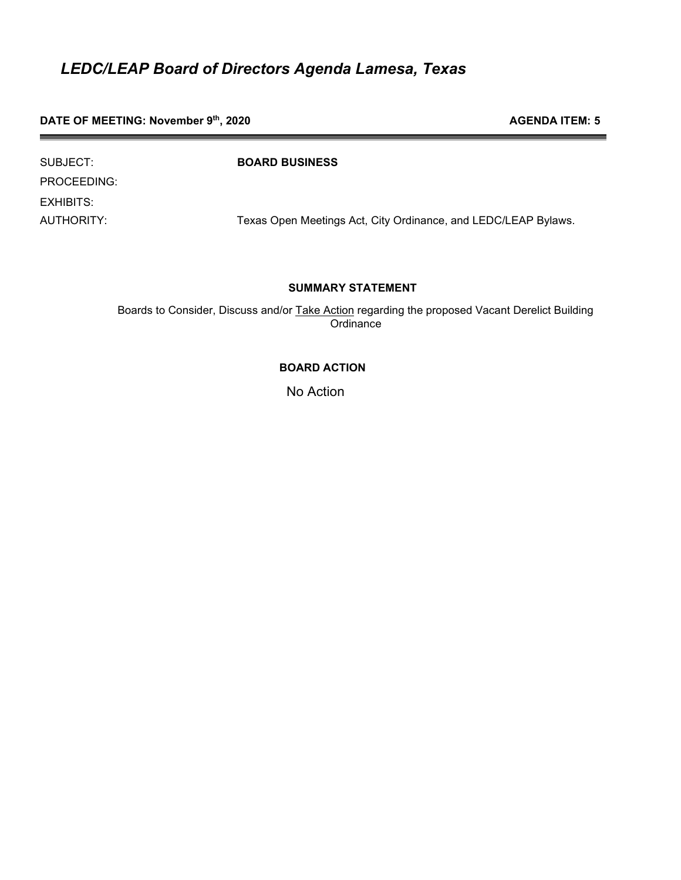# *LEDC/LEAP Board of Directors Agenda Lamesa, Texas*

**DATE OF MEETING: November 9th, 2020** **AGENDA ITEM: 5**

---

SUBJECT: **BOARD BUSINESS**

PROCEEDING:

EXHIBITS:

AUTHORITY: Texas Open Meetings Act, City Ordinance, and LEDC/LEAP Bylaws.

**SUMMARY STATEMENT**

Boards to Consider, Discuss and/or Take Action regarding the proposed Vacant Derelict Building Ordinance

**BOARD ACTION**

No Action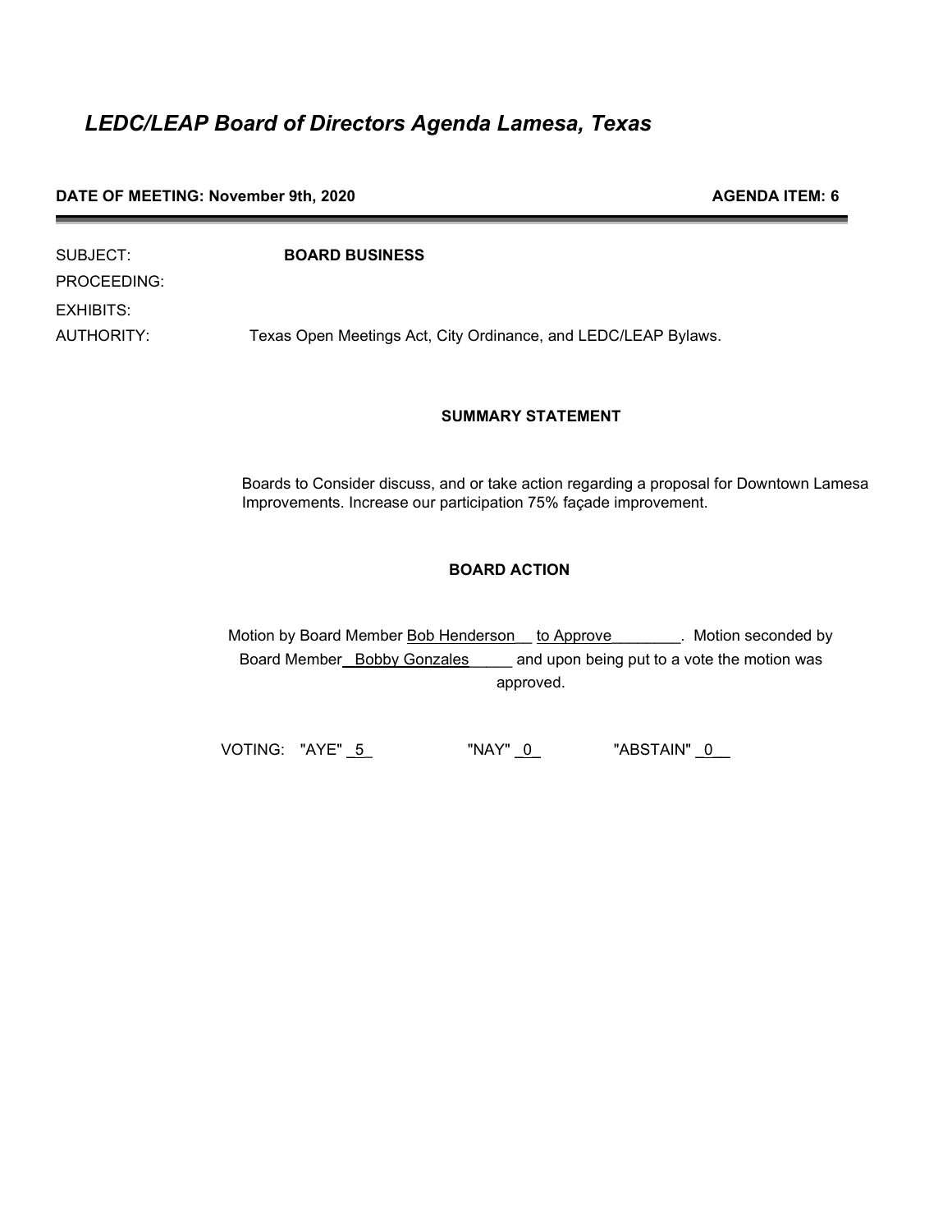# *LEDC/LEAP Board of Directors Agenda Lamesa, Texas*

**DATE OF MEETING: November 9th, 2020** **AGENDA ITEM: 6**

---

SUBJECT: **BOARD BUSINESS**

PROCEEDING:

EXHIBITS:

AUTHORITY: Texas Open Meetings Act, City Ordinance, and LEDC/LEAP Bylaws.

**SUMMARY STATEMENT**

Boards to Consider discuss, and or take action regarding a proposal for Downtown Lamesa Improvements. Increase our participation 75% façade improvement.

**BOARD ACTION**

Motion by Board Member Bob Henderson__ to Approve________. Motion seconded by Board Member__Bobby Gonzales_____ and upon being put to a vote the motion was approved.

VOTING: "AYE" _5_ "NAY" _0_ "ABSTAIN" _0__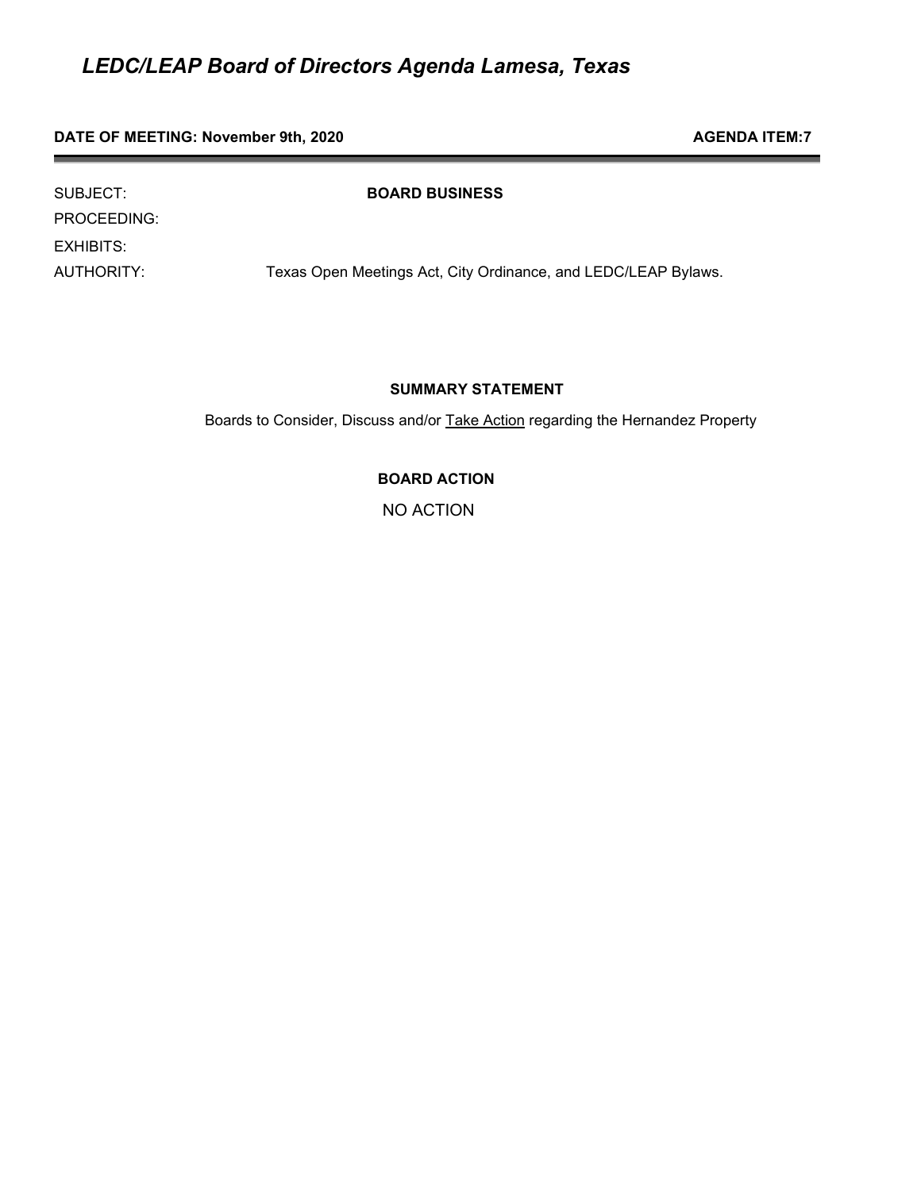# *LEDC/LEAP Board of Directors Agenda Lamesa, Texas*

**DATE OF MEETING: November 9th, 2020** **AGENDA ITEM:7**

SUBJECT: **BOARD BUSINESS**

PROCEEDING:

EXHIBITS:

AUTHORITY: Texas Open Meetings Act, City Ordinance, and LEDC/LEAP Bylaws.

**SUMMARY STATEMENT**

Boards to Consider, Discuss and/or Take Action regarding the Hernandez Property

**BOARD ACTION**

NO ACTION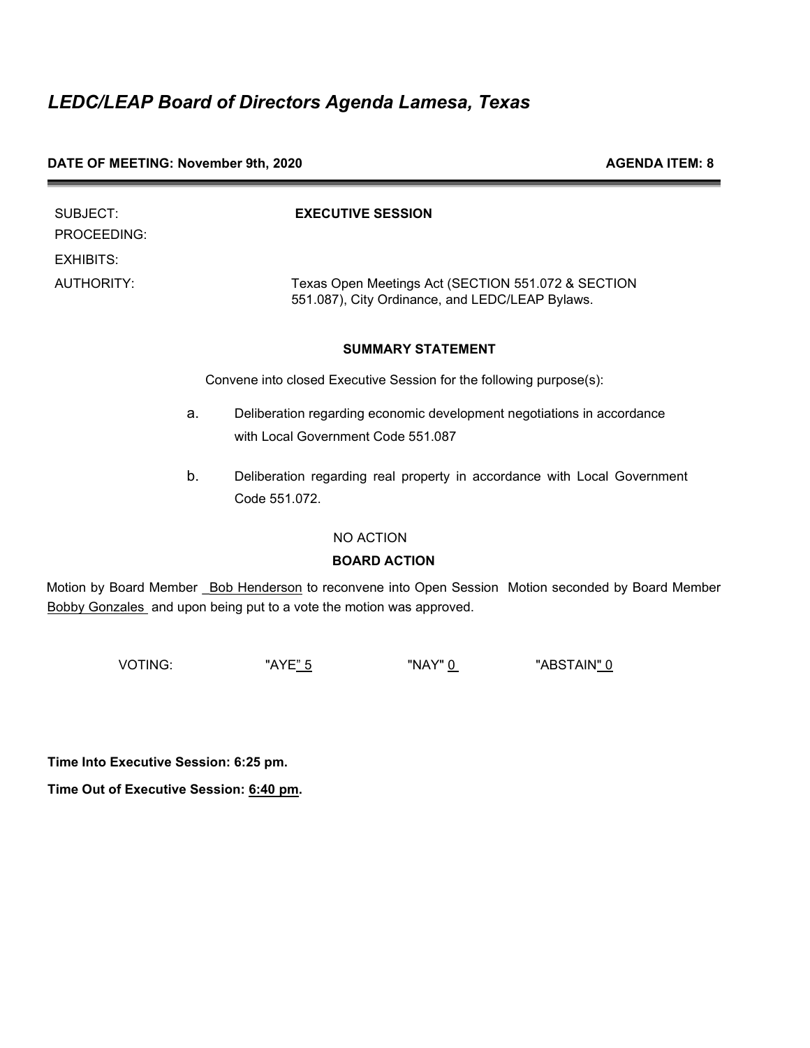# *LEDC/LEAP Board of Directors Agenda Lamesa, Texas*

**DATE OF MEETING: November 9th, 2020** **AGENDA ITEM: 8**

| | |
|---|---|
| SUBJECT: | **EXECUTIVE SESSION** |
| PROCEEDING: | |
| EXHIBITS: | |
| AUTHORITY: | Texas Open Meetings Act (SECTION 551.072 & SECTION 551.087), City Ordinance, and LEDC/LEAP Bylaws. |

**SUMMARY STATEMENT**

Convene into closed Executive Session for the following purpose(s):

a. Deliberation regarding economic development negotiations in accordance with Local Government Code 551.087

b. Deliberation regarding real property in accordance with Local Government Code 551.072.

NO ACTION

**BOARD ACTION**

Motion by Board Member Bob Henderson to reconvene into Open Session Motion seconded by Board Member Bobby Gonzales and upon being put to a vote the motion was approved.

VOTING: "AYE" 5 "NAY" 0 "ABSTAIN" 0

**Time Into Executive Session: 6:25 pm.**

**Time Out of Executive Session: 6:40 pm.**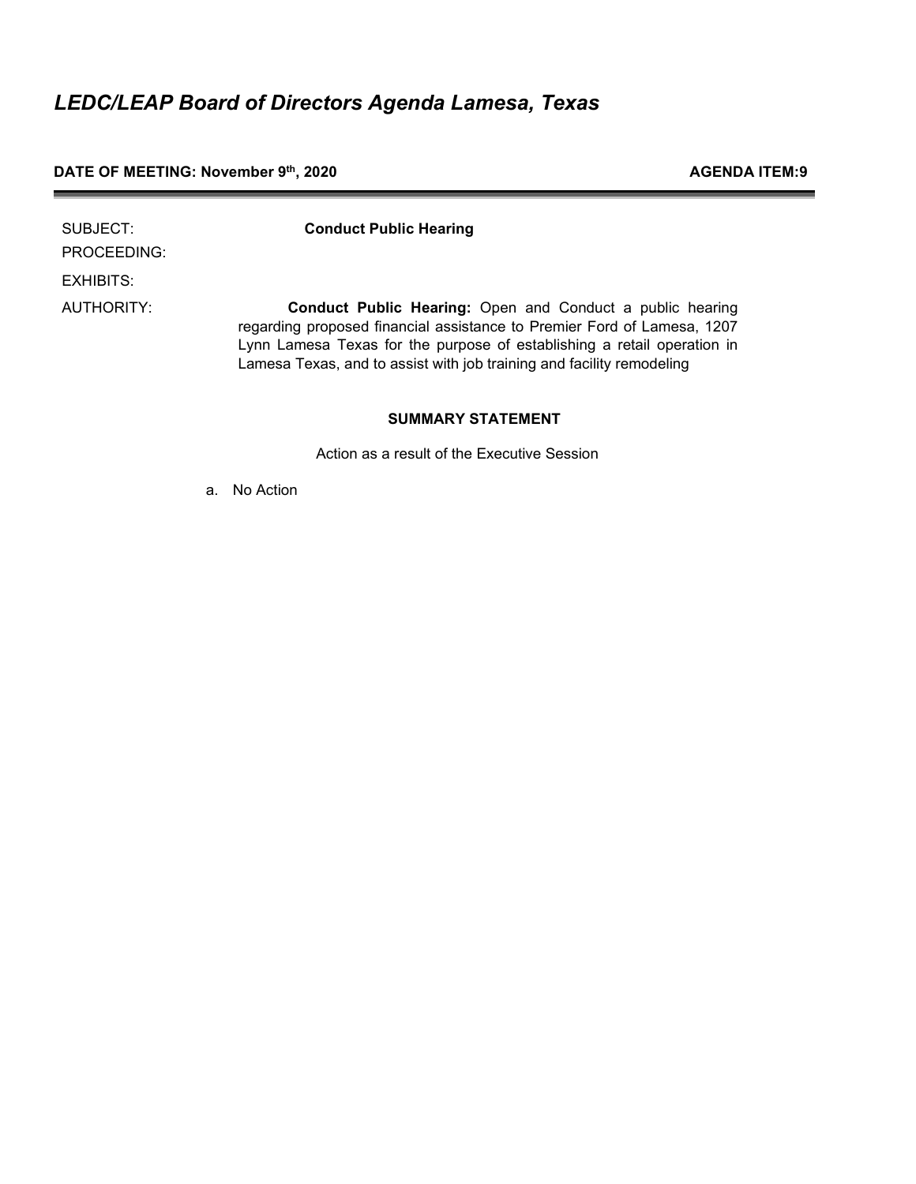# *LEDC/LEAP Board of Directors Agenda Lamesa, Texas*

**DATE OF MEETING: November 9th, 2020** **AGENDA ITEM:9**

SUBJECT: **Conduct Public Hearing**

PROCEEDING:

EXHIBITS:

AUTHORITY: **Conduct Public Hearing:** Open and Conduct a public hearing regarding proposed financial assistance to Premier Ford of Lamesa, 1207 Lynn Lamesa Texas for the purpose of establishing a retail operation in Lamesa Texas, and to assist with job training and facility remodeling

**SUMMARY STATEMENT**

Action as a result of the Executive Session

a. No Action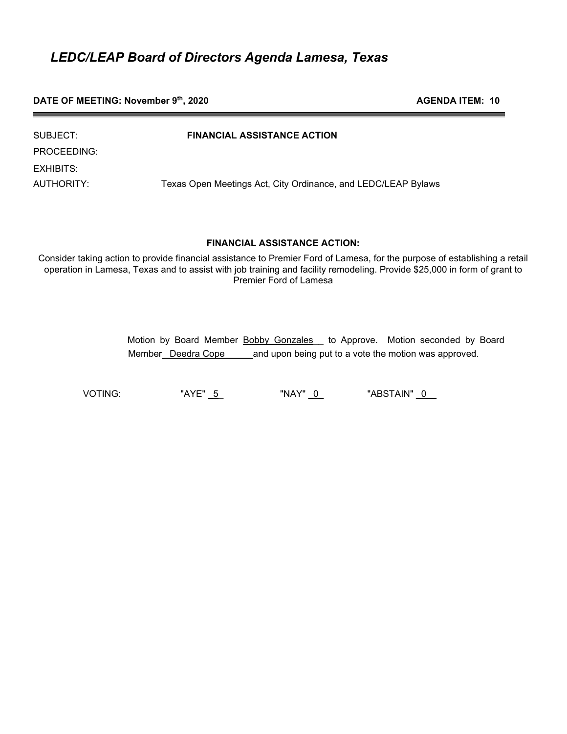# *LEDC/LEAP Board of Directors Agenda Lamesa, Texas*

**DATE OF MEETING: November 9th, 2020** **AGENDA ITEM: 10**

---

SUBJECT: **FINANCIAL ASSISTANCE ACTION**

PROCEEDING:

EXHIBITS:

AUTHORITY: Texas Open Meetings Act, City Ordinance, and LEDC/LEAP Bylaws

**FINANCIAL ASSISTANCE ACTION:**

Consider taking action to provide financial assistance to Premier Ford of Lamesa, for the purpose of establishing a retail operation in Lamesa, Texas and to assist with job training and facility remodeling. Provide $25,000 in form of grant to Premier Ford of Lamesa

Motion by Board Member Bobby Gonzales to Approve. Motion seconded by Board Member Deedra Cope and upon being put to a vote the motion was approved.

VOTING: "AYE" 5 "NAY" 0 "ABSTAIN" 0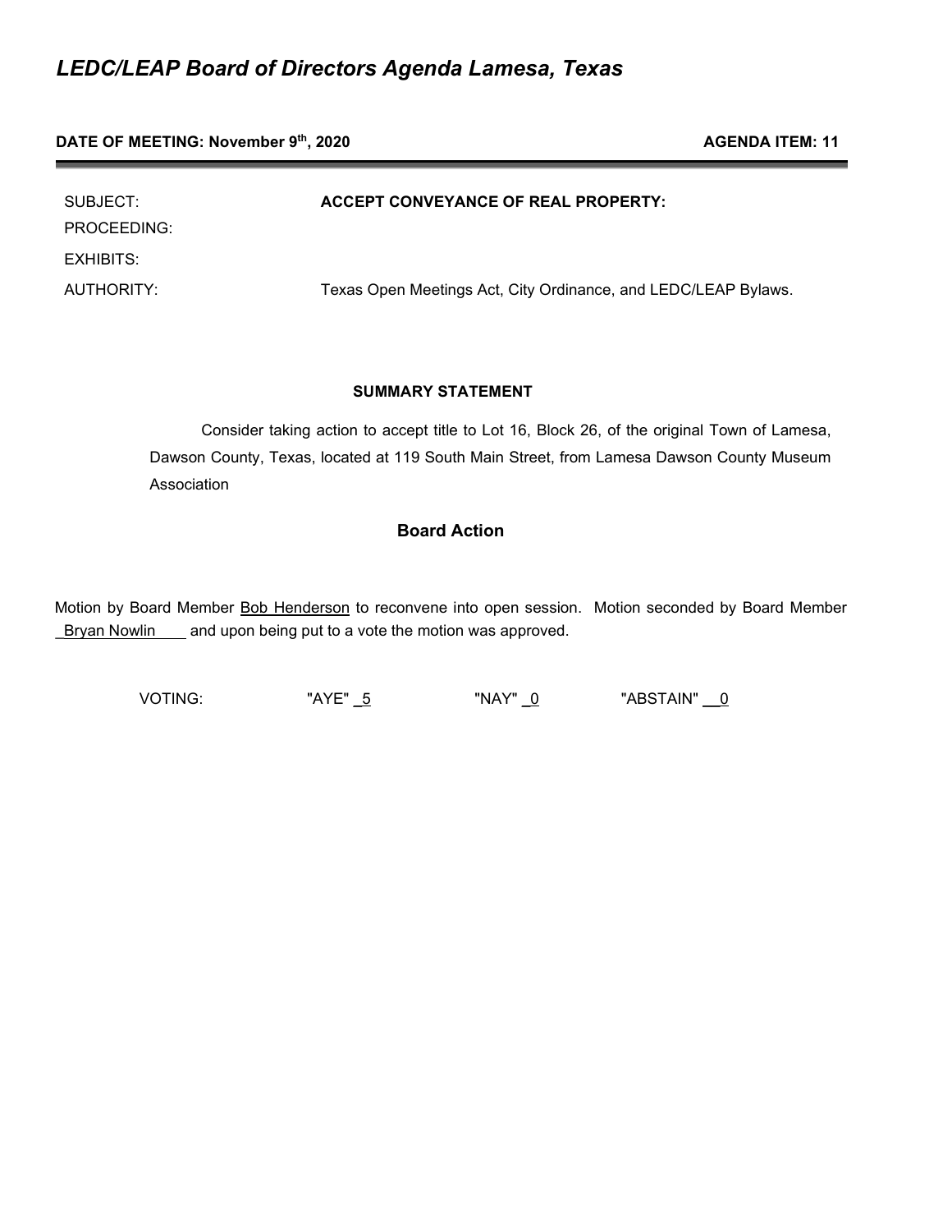# *LEDC/LEAP Board of Directors Agenda Lamesa, Texas*

**DATE OF MEETING: November 9th, 2020** **AGENDA ITEM: 11**

| | |
|---|---|
| SUBJECT: | **ACCEPT CONVEYANCE OF REAL PROPERTY:** |
| PROCEEDING: | |
| EXHIBITS: | |
| AUTHORITY: | Texas Open Meetings Act, City Ordinance, and LEDC/LEAP Bylaws. |

**SUMMARY STATEMENT**

Consider taking action to accept title to Lot 16, Block 26, of the original Town of Lamesa, Dawson County, Texas, located at 119 South Main Street, from Lamesa Dawson County Museum Association

## Board Action

Motion by Board Member Bob Henderson to reconvene into open session. Motion seconded by Board Member Bryan Nowlin and upon being put to a vote the motion was approved.

VOTING: "AYE" 5 "NAY" 0 "ABSTAIN" 0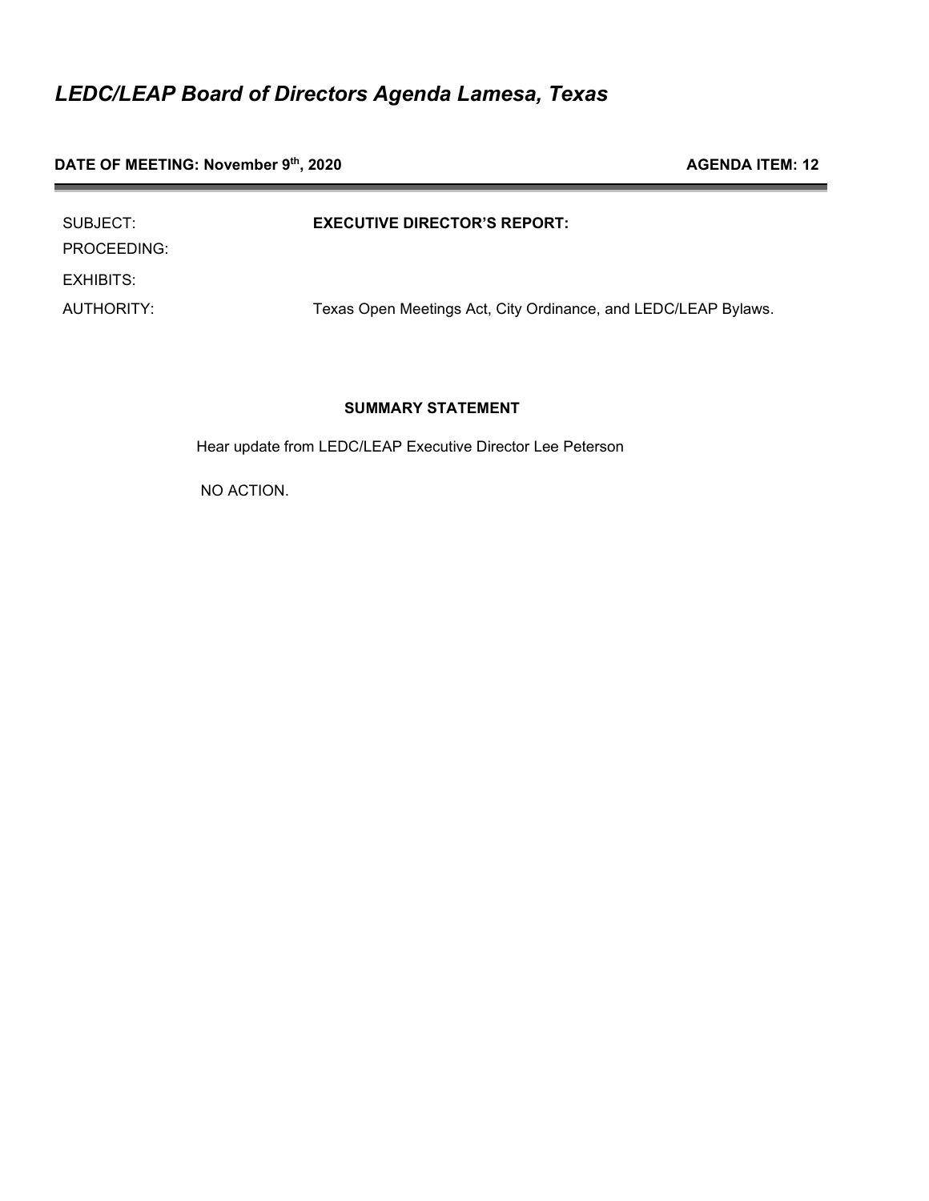# *LEDC/LEAP Board of Directors Agenda Lamesa, Texas*

**DATE OF MEETING: November 9th, 2020** **AGENDA ITEM: 12**

| | |
|---|---|
| SUBJECT: | **EXECUTIVE DIRECTOR'S REPORT:** |
| PROCEEDING: | |
| EXHIBITS: | |
| AUTHORITY: | Texas Open Meetings Act, City Ordinance, and LEDC/LEAP Bylaws. |

**SUMMARY STATEMENT**

Hear update from LEDC/LEAP Executive Director Lee Peterson

NO ACTION.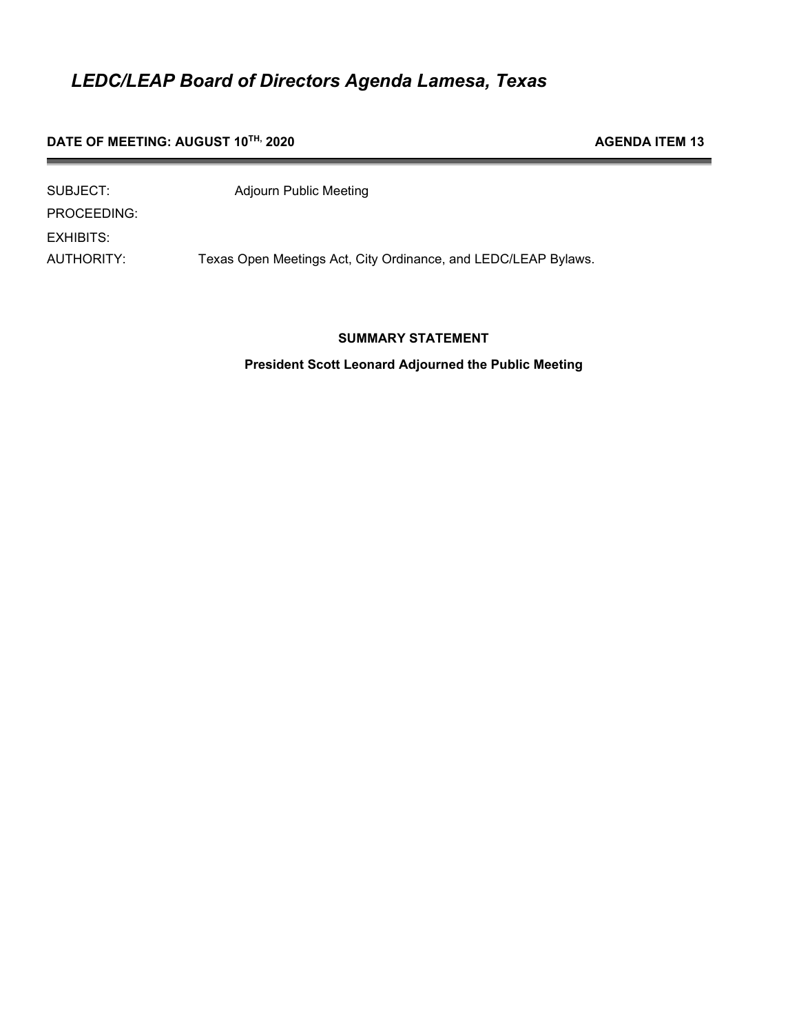# *LEDC/LEAP Board of Directors Agenda Lamesa, Texas*

**DATE OF MEETING: AUGUST 10TH, 2020** **AGENDA ITEM 13**

SUBJECT: Adjourn Public Meeting

PROCEEDING:

EXHIBITS:

AUTHORITY: Texas Open Meetings Act, City Ordinance, and LEDC/LEAP Bylaws.

**SUMMARY STATEMENT**

**President Scott Leonard Adjourned the Public Meeting**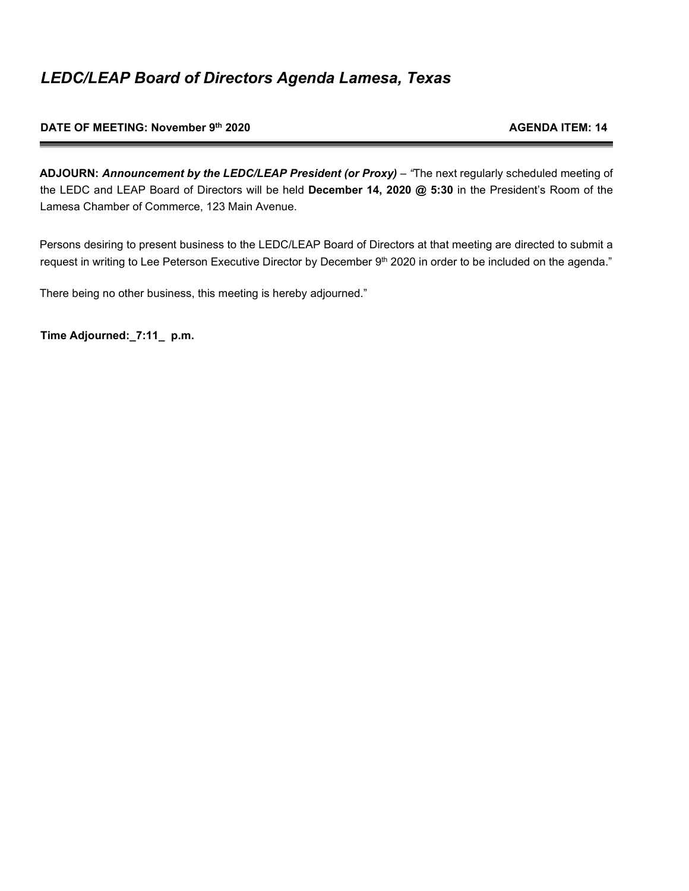# *LEDC/LEAP Board of Directors Agenda Lamesa, Texas*

**DATE OF MEETING: November 9th 2020** **AGENDA ITEM: 14**

---

**ADJOURN:** ***Announcement by the LEDC/LEAP President (or Proxy)*** – *"*The next regularly scheduled meeting of the LEDC and LEAP Board of Directors will be held **December 14, 2020 @ 5:30** in the President's Room of the Lamesa Chamber of Commerce, 123 Main Avenue.

Persons desiring to present business to the LEDC/LEAP Board of Directors at that meeting are directed to submit a request in writing to Lee Peterson Executive Director by December 9th 2020 in order to be included on the agenda."

There being no other business, this meeting is hereby adjourned."

**Time Adjourned:_7:11_ p.m.**